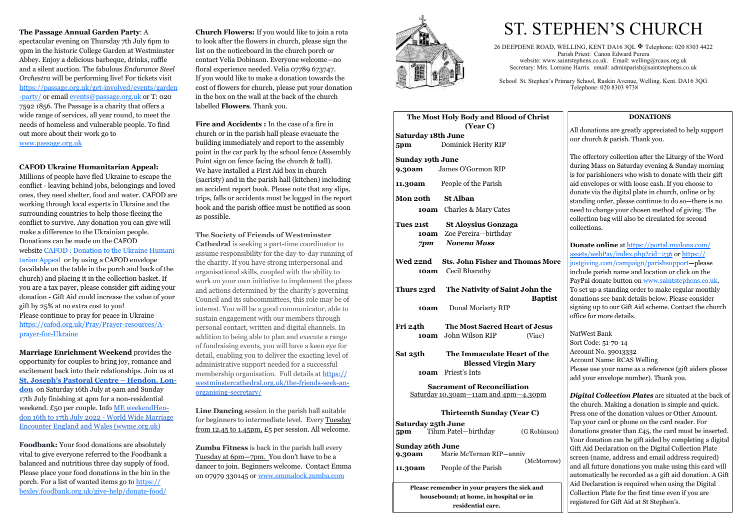**The Passage Annual Garden Party**: A spectacular evening on Thursday 7th July 6pm to 9pm in the historic College Garden at Westminster Abbey. Enjoy a delicious barbeque, drinks, raffle and a silent auction. The fabulous *Endurance Steel Orchestra* will be performing live! For tickets visit https://passage.org.uk/get-involved/events/garden-party/ or email events@passage.org.uk or T: 020 7592 1856. The Passage is a charity that offers a wide range of services, all year round, to meet the needs of homeless and vulnerable people. To find out more about their work go to www.passage.org.uk

**CAFOD Ukraine Humanitarian Appeal:** Millions of people have fled Ukraine to escape the conflict - leaving behind jobs, belongings and loved ones, they need shelter, food and water. CAFOD are working through local experts in Ukraine and the surrounding countries to help those fleeing the conflict to survive. Any donation you can give will make a difference to the Ukrainian people. Donations can be made on the CAFOD website CAFOD : Donation to the Ukraine Humanitarian Appeal or by using a CAFOD envelope (available on the table in the porch and back of the church) and placing it in the collection basket. If you are a tax payer, please consider gift aiding your donation - Gift Aid could increase the value of your gift by 25% at no extra cost to you!
Please continue to pray for peace in Ukraine https://cafod.org.uk/Pray/Prayer-resources/A-prayer-for-Ukraine

**Marriage Enrichment Weekend** provides the opportunity for couples to bring joy, romance and excitement back into their relationships. Join us at **St. Joseph's Pastoral Centre – Hendon, London** on Saturday 16th July at 9am and Sunday 17th July finishing at 4pm for a non-residential weekend. £50 per couple. Info ME weekendHendon 16th to 17th July 2022 - World Wide Marriage Encounter England and Wales (wwme.org.uk)

**Foodbank:** Your food donations are absolutely vital to give everyone referred to the Foodbank a balanced and nutritious three day supply of food. Please place your food donations in the bin in the porch. For a list of wanted items go to https://bexley.foodbank.org.uk/give-help/donate-food/

**Church Flowers:** If you would like to join a rota to look after the flowers in church, please sign the list on the noticeboard in the church porch or contact Velia Dobinson. Everyone welcome—no floral experience needed. Velia 07789 673747. If you would like to make a donation towards the cost of flowers for church, please put your donation in the box on the wall at the back of the church labelled **Flowers**. Thank you.

**Fire and Accidents :** In the case of a fire in church or in the parish hall please evacuate the building immediately and report to the assembly point in the car park by the school fence (Assembly Point sign on fence facing the church & hall). We have installed a First Aid box in church (sacristy) and in the parish hall (kitchen) including an accident report book. Please note that any slips, trips, falls or accidents must be logged in the report book and the parish office must be notified as soon as possible.

**The Society of Friends of Westminster Cathedral** is seeking a part-time coordinator to assume responsibility for the day-to-day running of the charity. If you have strong interpersonal and organisational skills, coupled with the ability to work on your own initiative to implement the plans and actions determined by the charity's governing Council and its subcommittees, this role may be of interest. You will be a good communicator, able to sustain engagement with our members through personal contact, written and digital channels. In addition to being able to plan and execute a range of fundraising events, you will have a keen eye for detail, enabling you to deliver the exacting level of administrative support needed for a successful membership organisation. Full details at https://westminstercathedral.org.uk/the-friends-seek-an-organising-secretary/

**Line Dancing** session in the parish hall suitable for beginners to intermediate level. Every Tuesday from 12.45 to 1.45pm, £5 per session. All welcome.

**Zumba Fitness** is back in the parish hall every Tuesday at 6pm—7pm. You don't have to be a dancer to join. Beginners welcome. Contact Emma on 07979 330145 or www.emmalock.zumba.com

# ST. STEPHEN'S CHURCH

26 DEEPDENE ROAD, WELLING, KENT DA16 3QL ✠ Telephone: 020 8303 4422
Parish Priest: Canon Edward Perera
website: www.saintstephens.co.uk. Email: welling@rcaos.org.uk
Secretary: Mrs. Lorraine Harris. email: adminparish@saintstephens.co.uk

School St. Stephen's Primary School, Ruskin Avenue, Welling. Kent. DA16 3QG
Telephone: 020 8303 9738

## The Most Holy Body and Blood of Christ (Year C)

**Saturday 18th June**
**5pm** Dominick Herity RIP

**Sunday 19th June**
**9.30am** James O'Gormon RIP
**11.30am** People of the Parish

**Mon 20th** **St Alban**
**10am** Charles & Mary Cates

**Tues 21st** **St Aloysius Gonzaga**
**10am** Zoe Pereira—birthday
***7pm*** ***Novena Mass***

**Wed 22nd** **Sts. John Fisher and Thomas More**
**10am** Cecil Bharathy

**Thurs 23rd** **The Nativity of Saint John the Baptist**
**10am** Donal Moriarty RIP

**Fri 24th** **The Most Sacred Heart of Jesus**
**10am** John Wilson RIP (Vine)

**Sat 25th** **The Immaculate Heart of the Blessed Virgin Mary**
**10am** Priest's Ints

**Sacrament of Reconciliation**
Saturday 10.30am—11am and 4pm—4.30pm

## Thirteenth Sunday (Year C)

**Saturday 25th June**
**5pm** Tilum Patel—birthday (G Robinson)

**Sunday 26th June**
**9.30am** Marie McTernan RIP—anniv (McMorrow)
**11.30am** People of the Parish

**Please remember in your prayers the sick and housebound; at home, in hospital or in residential care.**

## DONATIONS

All donations are greatly appreciated to help support our church & parish. Thank you.

The offertory collection after the Liturgy of the Word during Mass on Saturday evening & Sunday morning is for parishioners who wish to donate with their gift aid envelopes or with loose cash. If you choose to donate via the digital plate in church, online or by standing order, please continue to do so—there is no need to change your chosen method of giving. The collection bag will also be circulated for second collections.

**Donate online** at https://portal.mydona.com/assets/webPay/index.php?cid=236 or https://justgiving.com/campaign/parishsupport—please include parish name and location or click on the PayPal donate button on www.saintstephens.co.uk. To set up a standing order to make regular monthly donations see bank details below. Please consider signing up to our Gift Aid scheme. Contact the church office for more details.

NatWest Bank
Sort Code: 51-70-14
Account No. 39013332
Account Name: RCAS Welling
Please use your name as a reference (gift aiders please add your envelope number). Thank you.

***Digital Collection Plates*** are situated at the back of the church. Making a donation is simple and quick. Press one of the donation values or Other Amount. Tap your card or phone on the card reader. For donations greater than £45, the card must be inserted. Your donation can be gift aided by completing a digital Gift Aid Declaration on the Digital Collection Plate screen (name, address and email address required) and all future donations you make using this card will automatically be recorded as a gift aid donation. A Gift Aid Declaration is required when using the Digital Collection Plate for the first time even if you are registered for Gift Aid at St Stephen's.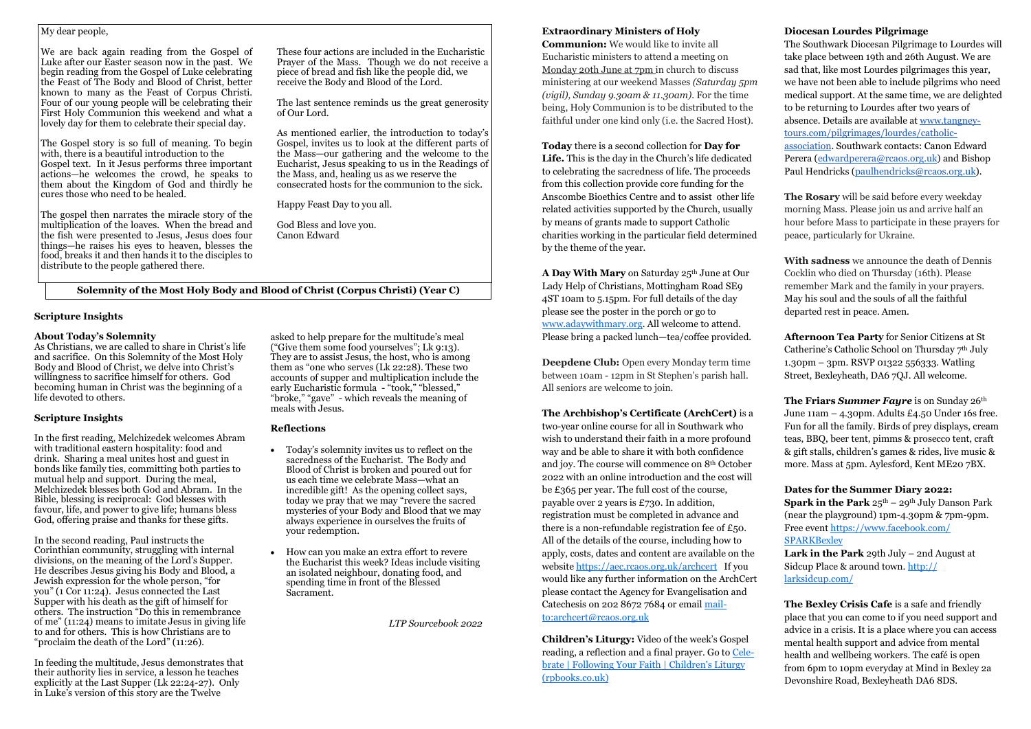My dear people,

We are back again reading from the Gospel of Luke after our Easter season now in the past. We begin reading from the Gospel of Luke celebrating the Feast of The Body and Blood of Christ, better known to many as the Feast of Corpus Christi. Four of our young people will be celebrating their First Holy Communion this weekend and what a lovely day for them to celebrate their special day.

The Gospel story is so full of meaning. To begin with, there is a beautiful introduction to the Gospel text. In it Jesus performs three important actions—he welcomes the crowd, he speaks to them about the Kingdom of God and thirdly he cures those who need to be healed.

The gospel then narrates the miracle story of the multiplication of the loaves. When the bread and the fish were presented to Jesus, Jesus does four things—he raises his eyes to heaven, blesses the food, breaks it and then hands it to the disciples to distribute to the people gathered there.

These four actions are included in the Eucharistic Prayer of the Mass. Though we do not receive a piece of bread and fish like the people did, we receive the Body and Blood of the Lord.

The last sentence reminds us the great generosity of Our Lord.

As mentioned earlier, the introduction to today's Gospel, invites us to look at the different parts of the Mass—our gathering and the welcome to the Eucharist, Jesus speaking to us in the Readings of the Mass, and, healing us as we reserve the consecrated hosts for the communion to the sick.

Happy Feast Day to you all.

God Bless and love you.
Canon Edward

**Solemnity of the Most Holy Body and Blood of Christ (Corpus Christi) (Year C)**

## Scripture Insights

### About Today's Solemnity

As Christians, we are called to share in Christ's life and sacrifice. On this Solemnity of the Most Holy Body and Blood of Christ, we delve into Christ's willingness to sacrifice himself for others. God becoming human in Christ was the beginning of a life devoted to others.

### Scripture Insights

In the first reading, Melchizedek welcomes Abram with traditional eastern hospitality: food and drink. Sharing a meal unites host and guest in bonds like family ties, committing both parties to mutual help and support. During the meal, Melchizedek blesses both God and Abram. In the Bible, blessing is reciprocal: God blesses with favour, life, and power to give life; humans bless God, offering praise and thanks for these gifts.

In the second reading, Paul instructs the Corinthian community, struggling with internal divisions, on the meaning of the Lord's Supper. He describes Jesus giving his Body and Blood, a Jewish expression for the whole person, "for you" (1 Cor 11:24). Jesus connected the Last Supper with his death as the gift of himself for others. The instruction "Do this in remembrance of me" (11:24) means to imitate Jesus in giving life to and for others. This is how Christians are to "proclaim the death of the Lord" (11:26).

In feeding the multitude, Jesus demonstrates that their authority lies in service, a lesson he teaches explicitly at the Last Supper (Lk 22:24-27). Only in Luke's version of this story are the Twelve asked to help prepare for the multitude's meal ("Give them some food yourselves"; Lk 9:13). They are to assist Jesus, the host, who is among them as "one who serves (Lk 22:28). These two accounts of supper and multiplication include the early Eucharistic formula - "took," "blessed," "broke," "gave" - which reveals the meaning of meals with Jesus.

### Reflections

- Today's solemnity invites us to reflect on the sacredness of the Eucharist. The Body and Blood of Christ is broken and poured out for us each time we celebrate Mass—what an incredible gift! As the opening collect says, today we pray that we may "revere the sacred mysteries of your Body and Blood that we may always experience in ourselves the fruits of your redemption.
- How can you make an extra effort to revere the Eucharist this week? Ideas include visiting an isolated neighbour, donating food, and spending time in front of the Blessed Sacrament.

*LTP Sourcebook 2022*

**Extraordinary Ministers of Holy Communion:** We would like to invite all Eucharistic ministers to attend a meeting on Monday 20th June at 7pm in church to discuss ministering at our weekend Masses *(Saturday 5pm (vigil), Sunday 9.30am & 11.30am)*. For the time being, Holy Communion is to be distributed to the faithful under one kind only (i.e. the Sacred Host).

**Today** there is a second collection for **Day for Life.** This is the day in the Church's life dedicated to celebrating the sacredness of life. The proceeds from this collection provide core funding for the Anscombe Bioethics Centre and to assist other life related activities supported by the Church, usually by means of grants made to support Catholic charities working in the particular field determined by the theme of the year.

**A Day With Mary** on Saturday 25th June at Our Lady Help of Christians, Mottingham Road SE9 4ST 10am to 5.15pm. For full details of the day please see the poster in the porch or go to www.adaywithmary.org. All welcome to attend. Please bring a packed lunch—tea/coffee provided.

**Deepdene Club:** Open every Monday term time between 10am - 12pm in St Stephen's parish hall. All seniors are welcome to join.

**The Archbishop's Certificate (ArchCert)** is a two-year online course for all in Southwark who wish to understand their faith in a more profound way and be able to share it with both confidence and joy. The course will commence on 8th October 2022 with an online introduction and the cost will be £365 per year. The full cost of the course, payable over 2 years is £730. In addition, registration must be completed in advance and there is a non-refundable registration fee of £50. All of the details of the course, including how to apply, costs, dates and content are available on the website https://aec.rcaos.org.uk/archcert If you would like any further information on the ArchCert please contact the Agency for Evangelisation and Catechesis on 202 8672 7684 or email mailto:archcert@rcaos.org.uk

**Children's Liturgy:** Video of the week's Gospel reading, a reflection and a final prayer. Go to Celebrate | Following Your Faith | Children's Liturgy (rpbooks.co.uk)

**Diocesan Lourdes Pilgrimage**

The Southwark Diocesan Pilgrimage to Lourdes will take place between 19th and 26th August. We are sad that, like most Lourdes pilgrimages this year, we have not been able to include pilgrims who need medical support. At the same time, we are delighted to be returning to Lourdes after two years of absence. Details are available at www.tangney-tours.com/pilgrimages/lourdes/catholic-association. Southwark contacts: Canon Edward Perera (edwardperera@rcaos.org.uk) and Bishop Paul Hendricks (paulhendricks@rcaos.org.uk).

**The Rosary** will be said before every weekday morning Mass. Please join us and arrive half an hour before Mass to participate in these prayers for peace, particularly for Ukraine.

**With sadness** we announce the death of Dennis Cocklin who died on Thursday (16th). Please remember Mark and the family in your prayers. May his soul and the souls of all the faithful departed rest in peace. Amen.

**Afternoon Tea Party** for Senior Citizens at St Catherine's Catholic School on Thursday 7th July 1.30pm – 3pm. RSVP 01322 556333. Watling Street, Bexleyheath, DA6 7QJ. All welcome.

**The Friars *Summer Fayre*** is on Sunday 26th June 11am – 4.30pm. Adults £4.50 Under 16s free. Fun for all the family. Birds of prey displays, cream teas, BBQ, beer tent, pimms & prosecco tent, craft & gift stalls, children's games & rides, live music & more. Mass at 5pm. Aylesford, Kent ME20 7BX.

**Dates for the Summer Diary 2022:**
**Spark in the Park** 25th – 29th July Danson Park (near the playground) 1pm-4.30pm & 7pm-9pm. Free event https://www.facebook.com/SPARKBexley
**Lark in the Park** 29th July – 2nd August at Sidcup Place & around town. http://larksidcup.com/

**The Bexley Crisis Cafe** is a safe and friendly place that you can come to if you need support and advice in a crisis. It is a place where you can access mental health support and advice from mental health and wellbeing workers. The café is open from 6pm to 10pm everyday at Mind in Bexley 2a Devonshire Road, Bexleyheath DA6 8DS.